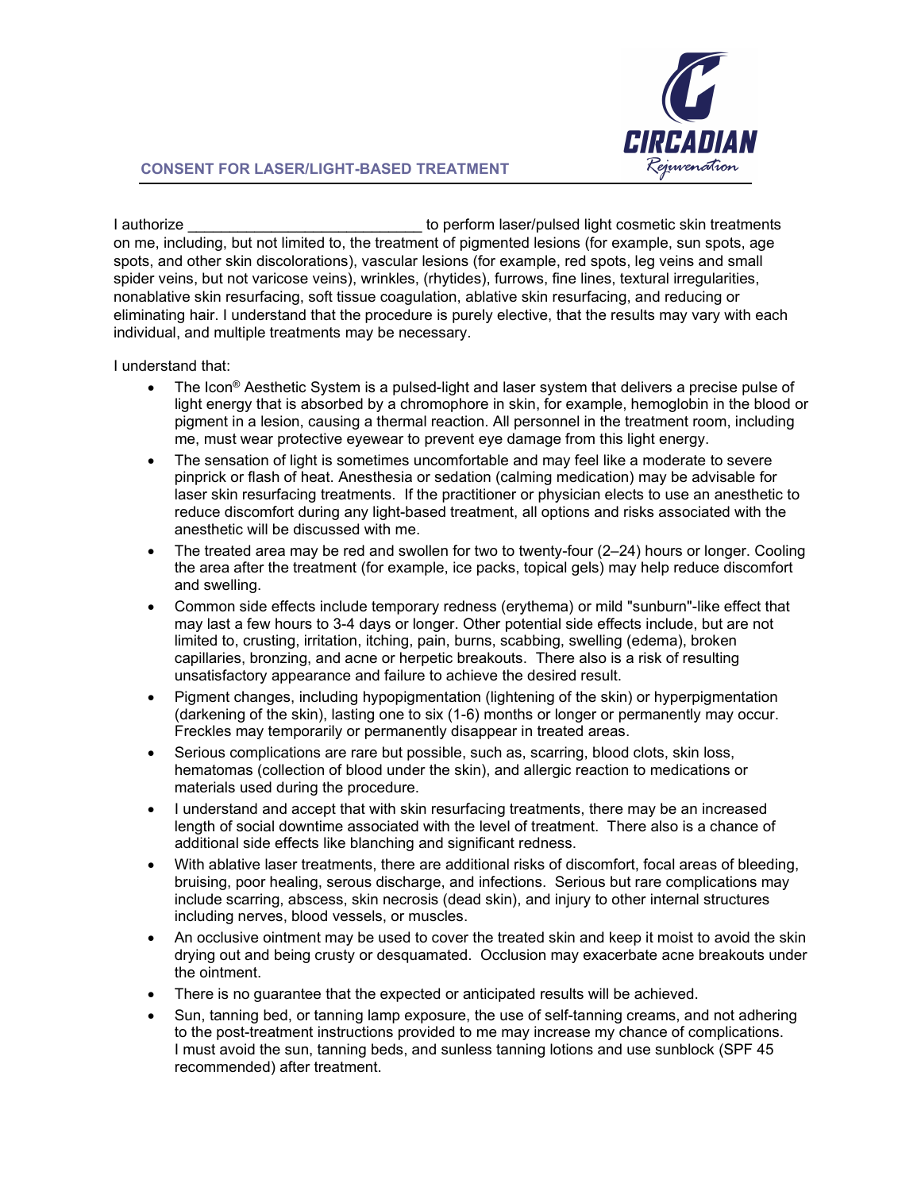## CONSENT FOR LASER/LIGHT-BASED TREATMENT

I authorize ___________________________ to perform laser/pulsed light cosmetic skin treatments on me, including, but not limited to, the treatment of pigmented lesions (for example, sun spots, age spots, and other skin discolorations), vascular lesions (for example, red spots, leg veins and small spider veins, but not varicose veins), wrinkles, (rhytides), furrows, fine lines, textural irregularities, nonablative skin resurfacing, soft tissue coagulation, ablative skin resurfacing, and reducing or eliminating hair. I understand that the procedure is purely elective, that the results may vary with each individual, and multiple treatments may be necessary.

I understand that:

- The Icon® Aesthetic System is a pulsed-light and laser system that delivers a precise pulse of light energy that is absorbed by a chromophore in skin, for example, hemoglobin in the blood or pigment in a lesion, causing a thermal reaction. All personnel in the treatment room, including me, must wear protective eyewear to prevent eye damage from this light energy.
- The sensation of light is sometimes uncomfortable and may feel like a moderate to severe pinprick or flash of heat. Anesthesia or sedation (calming medication) may be advisable for laser skin resurfacing treatments. If the practitioner or physician elects to use an anesthetic to reduce discomfort during any light-based treatment, all options and risks associated with the anesthetic will be discussed with me.
- The treated area may be red and swollen for two to twenty-four (2–24) hours or longer. Cooling the area after the treatment (for example, ice packs, topical gels) may help reduce discomfort and swelling.
- Common side effects include temporary redness (erythema) or mild "sunburn"-like effect that may last a few hours to 3-4 days or longer. Other potential side effects include, but are not limited to, crusting, irritation, itching, pain, burns, scabbing, swelling (edema), broken capillaries, bronzing, and acne or herpetic breakouts. There also is a risk of resulting unsatisfactory appearance and failure to achieve the desired result.
- Pigment changes, including hypopigmentation (lightening of the skin) or hyperpigmentation (darkening of the skin), lasting one to six (1-6) months or longer or permanently may occur. Freckles may temporarily or permanently disappear in treated areas.
- Serious complications are rare but possible, such as, scarring, blood clots, skin loss, hematomas (collection of blood under the skin), and allergic reaction to medications or materials used during the procedure.
- I understand and accept that with skin resurfacing treatments, there may be an increased length of social downtime associated with the level of treatment. There also is a chance of additional side effects like blanching and significant redness.
- With ablative laser treatments, there are additional risks of discomfort, focal areas of bleeding, bruising, poor healing, serous discharge, and infections. Serious but rare complications may include scarring, abscess, skin necrosis (dead skin), and injury to other internal structures including nerves, blood vessels, or muscles.
- An occlusive ointment may be used to cover the treated skin and keep it moist to avoid the skin drying out and being crusty or desquamated. Occlusion may exacerbate acne breakouts under the ointment.
- There is no guarantee that the expected or anticipated results will be achieved.
- Sun, tanning bed, or tanning lamp exposure, the use of self-tanning creams, and not adhering to the post-treatment instructions provided to me may increase my chance of complications. I must avoid the sun, tanning beds, and sunless tanning lotions and use sunblock (SPF 45 recommended) after treatment.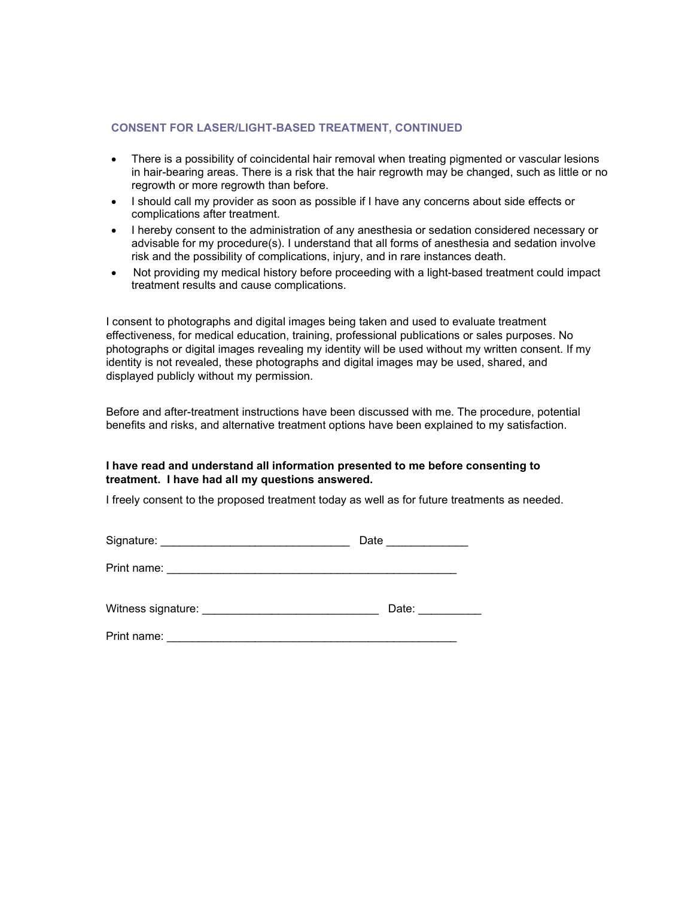## CONSENT FOR LASER/LIGHT-BASED TREATMENT, CONTINUED

- There is a possibility of coincidental hair removal when treating pigmented or vascular lesions in hair-bearing areas. There is a risk that the hair regrowth may be changed, such as little or no regrowth or more regrowth than before.
- I should call my provider as soon as possible if I have any concerns about side effects or complications after treatment.
- I hereby consent to the administration of any anesthesia or sedation considered necessary or advisable for my procedure(s). I understand that all forms of anesthesia and sedation involve risk and the possibility of complications, injury, and in rare instances death.
- Not providing my medical history before proceeding with a light-based treatment could impact treatment results and cause complications.

I consent to photographs and digital images being taken and used to evaluate treatment effectiveness, for medical education, training, professional publications or sales purposes. No photographs or digital images revealing my identity will be used without my written consent. If my identity is not revealed, these photographs and digital images may be used, shared, and displayed publicly without my permission.

Before and after-treatment instructions have been discussed with me. The procedure, potential benefits and risks, and alternative treatment options have been explained to my satisfaction.

**I have read and understand all information presented to me before consenting to treatment. I have had all my questions answered.**

I freely consent to the proposed treatment today as well as for future treatments as needed.

Signature: ______________________________ Date _____________

Print name: ______________________________________________

Witness signature: ____________________________ Date: __________

Print name: ______________________________________________